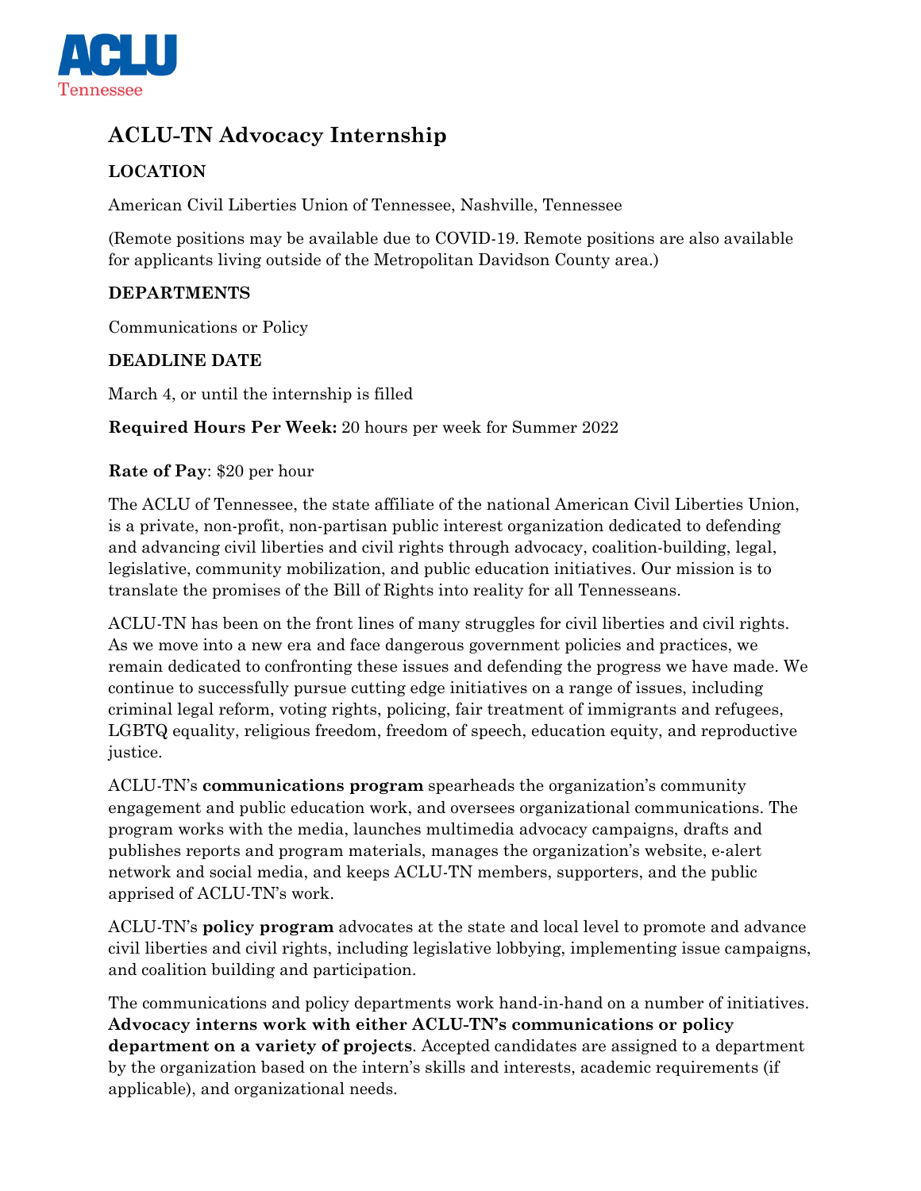ACLU
Tennessee

# ACLU-TN Advocacy Internship

### LOCATION

American Civil Liberties Union of Tennessee, Nashville, Tennessee

(Remote positions may be available due to COVID-19. Remote positions are also available for applicants living outside of the Metropolitan Davidson County area.)

### DEPARTMENTS

Communications or Policy

### DEADLINE DATE

March 4, or until the internship is filled

**Required Hours Per Week:** 20 hours per week for Summer 2022

**Rate of Pay**: $20 per hour

The ACLU of Tennessee, the state affiliate of the national American Civil Liberties Union, is a private, non-profit, non-partisan public interest organization dedicated to defending and advancing civil liberties and civil rights through advocacy, coalition-building, legal, legislative, community mobilization, and public education initiatives. Our mission is to translate the promises of the Bill of Rights into reality for all Tennesseans.

ACLU-TN has been on the front lines of many struggles for civil liberties and civil rights. As we move into a new era and face dangerous government policies and practices, we remain dedicated to confronting these issues and defending the progress we have made. We continue to successfully pursue cutting edge initiatives on a range of issues, including criminal legal reform, voting rights, policing, fair treatment of immigrants and refugees, LGBTQ equality, religious freedom, freedom of speech, education equity, and reproductive justice.

ACLU-TN's **communications program** spearheads the organization's community engagement and public education work, and oversees organizational communications. The program works with the media, launches multimedia advocacy campaigns, drafts and publishes reports and program materials, manages the organization's website, e-alert network and social media, and keeps ACLU-TN members, supporters, and the public apprised of ACLU-TN's work.

ACLU-TN's **policy program** advocates at the state and local level to promote and advance civil liberties and civil rights, including legislative lobbying, implementing issue campaigns, and coalition building and participation.

The communications and policy departments work hand-in-hand on a number of initiatives. **Advocacy interns work with either ACLU-TN's communications or policy department on a variety of projects**. Accepted candidates are assigned to a department by the organization based on the intern's skills and interests, academic requirements (if applicable), and organizational needs.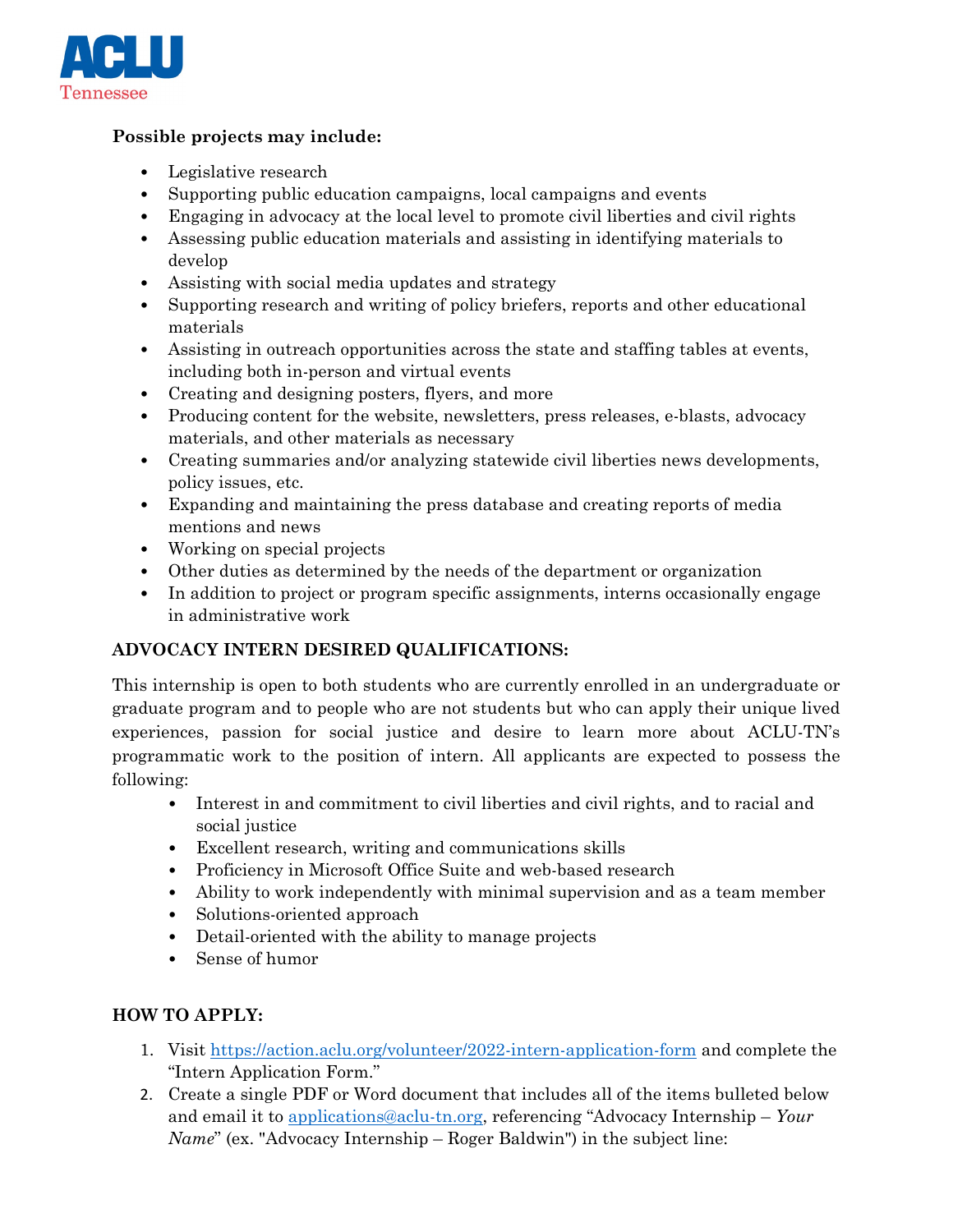**Possible projects may include:**

- Legislative research
- Supporting public education campaigns, local campaigns and events
- Engaging in advocacy at the local level to promote civil liberties and civil rights
- Assessing public education materials and assisting in identifying materials to develop
- Assisting with social media updates and strategy
- Supporting research and writing of policy briefers, reports and other educational materials
- Assisting in outreach opportunities across the state and staffing tables at events, including both in-person and virtual events
- Creating and designing posters, flyers, and more
- Producing content for the website, newsletters, press releases, e-blasts, advocacy materials, and other materials as necessary
- Creating summaries and/or analyzing statewide civil liberties news developments, policy issues, etc.
- Expanding and maintaining the press database and creating reports of media mentions and news
- Working on special projects
- Other duties as determined by the needs of the department or organization
- In addition to project or program specific assignments, interns occasionally engage in administrative work

**ADVOCACY INTERN DESIRED QUALIFICATIONS:**

This internship is open to both students who are currently enrolled in an undergraduate or graduate program and to people who are not students but who can apply their unique lived experiences, passion for social justice and desire to learn more about ACLU-TN's programmatic work to the position of intern. All applicants are expected to possess the following:

- Interest in and commitment to civil liberties and civil rights, and to racial and social justice
- Excellent research, writing and communications skills
- Proficiency in Microsoft Office Suite and web-based research
- Ability to work independently with minimal supervision and as a team member
- Solutions-oriented approach
- Detail-oriented with the ability to manage projects
- Sense of humor

**HOW TO APPLY:**

1. Visit [https://action.aclu.org/volunteer/2022-intern-application-form](https://action.aclu.org/volunteer/2022-intern-application-form) and complete the "Intern Application Form."
2. Create a single PDF or Word document that includes all of the items bulleted below and email it to [applications@aclu-tn.org](mailto:applications@aclu-tn.org), referencing "Advocacy Internship – *Your Name*" (ex. "Advocacy Internship – Roger Baldwin") in the subject line: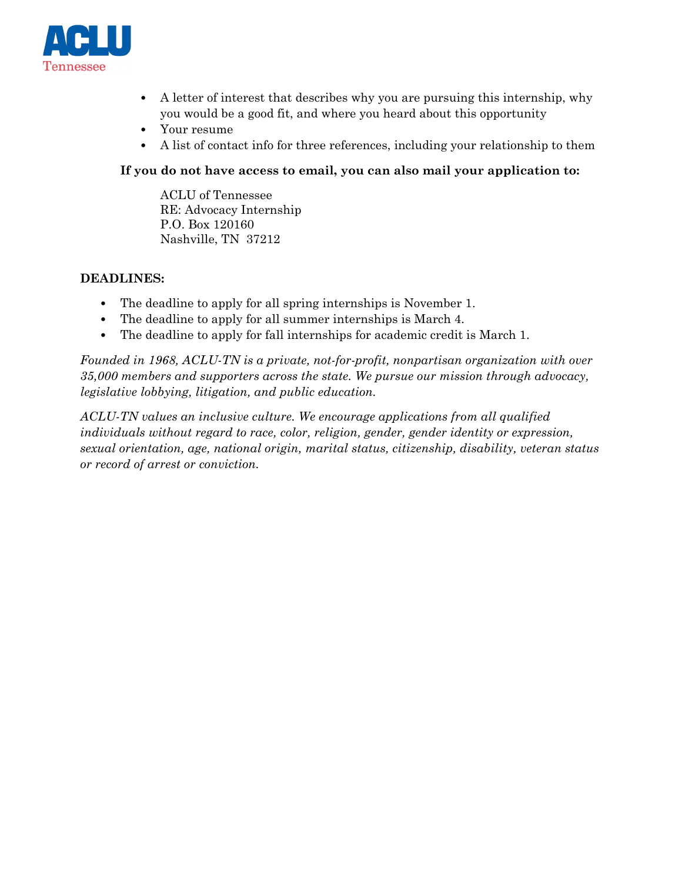- A letter of interest that describes why you are pursuing this internship, why you would be a good fit, and where you heard about this opportunity
- Your resume
- A list of contact info for three references, including your relationship to them

**If you do not have access to email, you can also mail your application to:**

ACLU of Tennessee
RE: Advocacy Internship
P.O. Box 120160
Nashville, TN 37212

**DEADLINES:**

- The deadline to apply for all spring internships is November 1.
- The deadline to apply for all summer internships is March 4.
- The deadline to apply for fall internships for academic credit is March 1.

*Founded in 1968, ACLU-TN is a private, not-for-profit, nonpartisan organization with over 35,000 members and supporters across the state. We pursue our mission through advocacy, legislative lobbying, litigation, and public education.*

*ACLU-TN values an inclusive culture. We encourage applications from all qualified individuals without regard to race, color, religion, gender, gender identity or expression, sexual orientation, age, national origin, marital status, citizenship, disability, veteran status or record of arrest or conviction.*